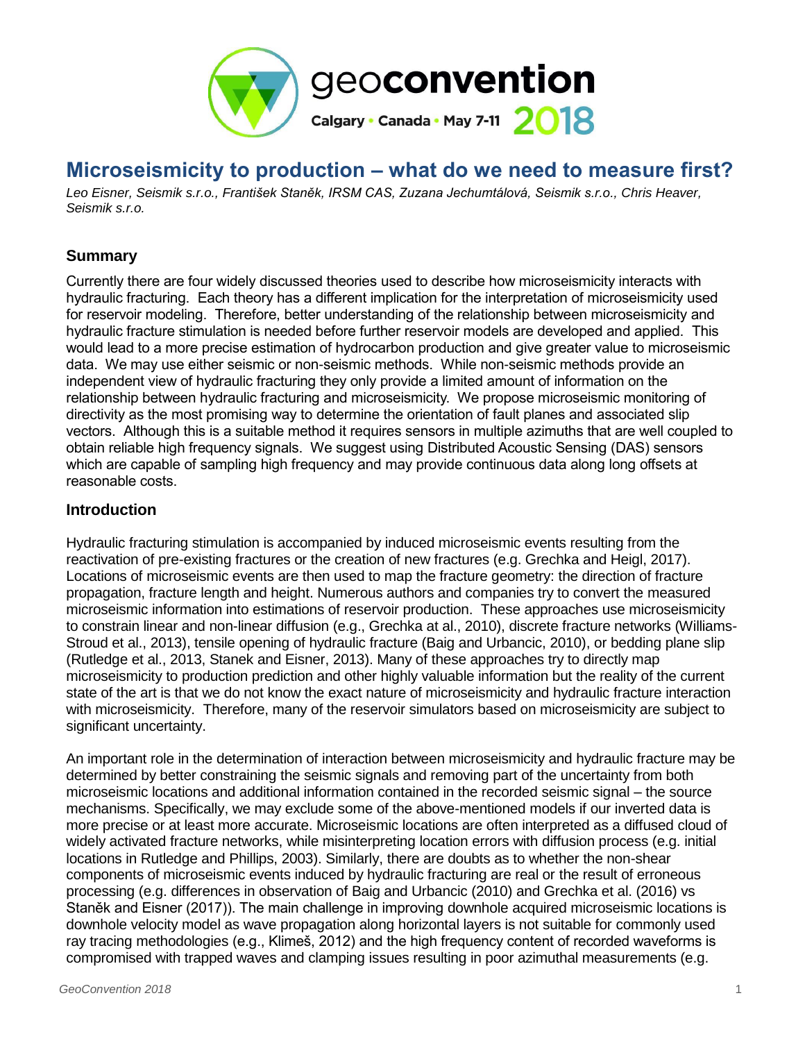# Microseismicity to production – what do we need to measure first?

*Leo Eisner, Seismik s.r.o., František Staněk, IRSM CAS, Zuzana Jechumtálová, Seismik s.r.o., Chris Heaver, Seismik s.r.o.*

## Summary

Currently there are four widely discussed theories used to describe how microseismicity interacts with hydraulic fracturing. Each theory has a different implication for the interpretation of microseismicity used for reservoir modeling. Therefore, better understanding of the relationship between microseismicity and hydraulic fracture stimulation is needed before further reservoir models are developed and applied. This would lead to a more precise estimation of hydrocarbon production and give greater value to microseismic data. We may use either seismic or non-seismic methods. While non-seismic methods provide an independent view of hydraulic fracturing they only provide a limited amount of information on the relationship between hydraulic fracturing and microseismicity. We propose microseismic monitoring of directivity as the most promising way to determine the orientation of fault planes and associated slip vectors. Although this is a suitable method it requires sensors in multiple azimuths that are well coupled to obtain reliable high frequency signals. We suggest using Distributed Acoustic Sensing (DAS) sensors which are capable of sampling high frequency and may provide continuous data along long offsets at reasonable costs.

## Introduction

Hydraulic fracturing stimulation is accompanied by induced microseismic events resulting from the reactivation of pre-existing fractures or the creation of new fractures (e.g. Grechka and Heigl, 2017). Locations of microseismic events are then used to map the fracture geometry: the direction of fracture propagation, fracture length and height. Numerous authors and companies try to convert the measured microseismic information into estimations of reservoir production. These approaches use microseismicity to constrain linear and non-linear diffusion (e.g., Grechka at al., 2010), discrete fracture networks (Williams-Stroud et al., 2013), tensile opening of hydraulic fracture (Baig and Urbancic, 2010), or bedding plane slip (Rutledge et al., 2013, Stanek and Eisner, 2013). Many of these approaches try to directly map microseismicity to production prediction and other highly valuable information but the reality of the current state of the art is that we do not know the exact nature of microseismicity and hydraulic fracture interaction with microseismicity. Therefore, many of the reservoir simulators based on microseismicity are subject to significant uncertainty.

An important role in the determination of interaction between microseismicity and hydraulic fracture may be determined by better constraining the seismic signals and removing part of the uncertainty from both microseismic locations and additional information contained in the recorded seismic signal – the source mechanisms. Specifically, we may exclude some of the above-mentioned models if our inverted data is more precise or at least more accurate. Microseismic locations are often interpreted as a diffused cloud of widely activated fracture networks, while misinterpreting location errors with diffusion process (e.g. initial locations in Rutledge and Phillips, 2003). Similarly, there are doubts as to whether the non-shear components of microseismic events induced by hydraulic fracturing are real or the result of erroneous processing (e.g. differences in observation of Baig and Urbancic (2010) and Grechka et al. (2016) vs Staněk and Eisner (2017)). The main challenge in improving downhole acquired microseismic locations is downhole velocity model as wave propagation along horizontal layers is not suitable for commonly used ray tracing methodologies (e.g., Klimeš, 2012) and the high frequency content of recorded waveforms is compromised with trapped waves and clamping issues resulting in poor azimuthal measurements (e.g.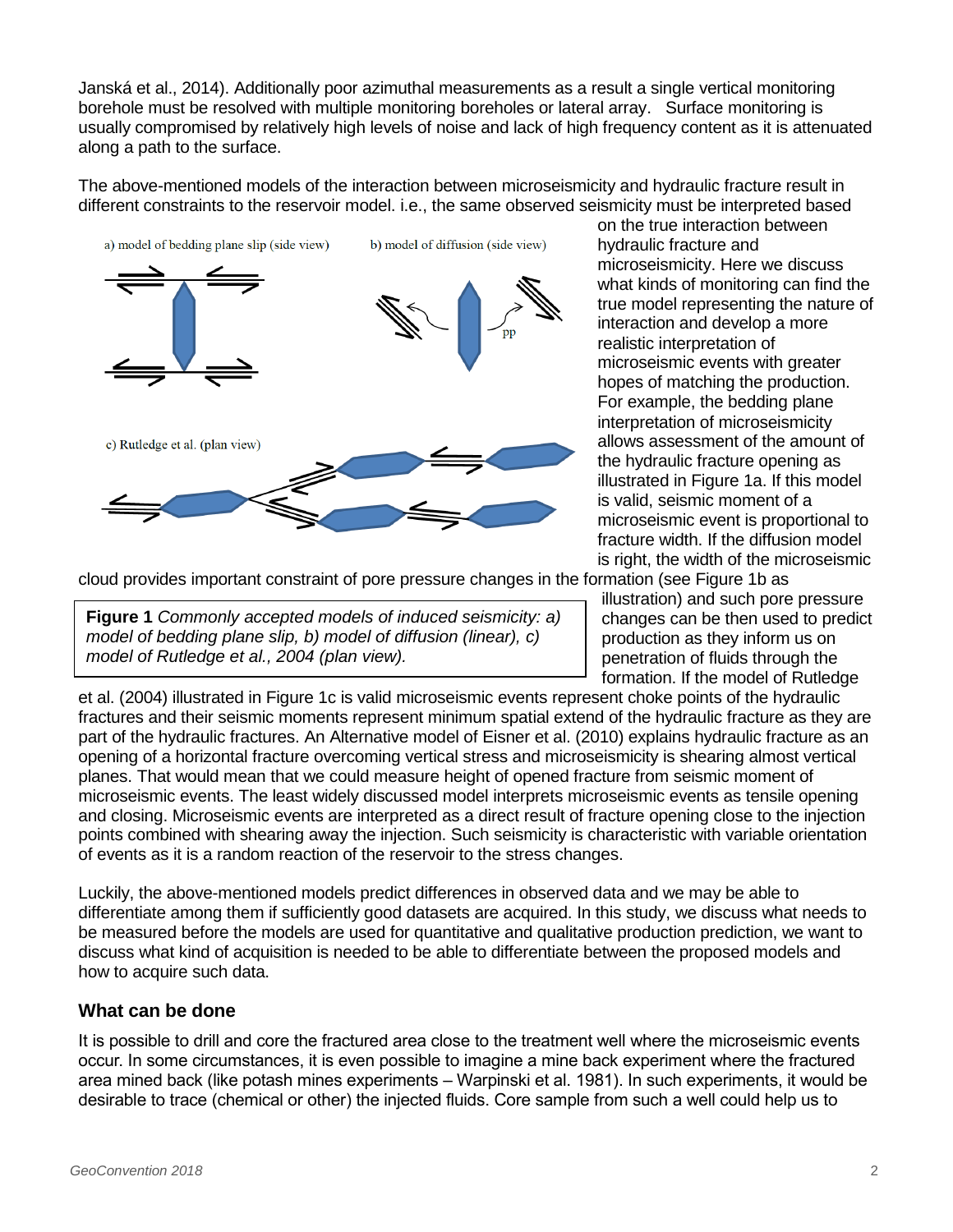Janská et al., 2014). Additionally poor azimuthal measurements as a result a single vertical monitoring borehole must be resolved with multiple monitoring boreholes or lateral array. Surface monitoring is usually compromised by relatively high levels of noise and lack of high frequency content as it is attenuated along a path to the surface.

The above-mentioned models of the interaction between microseismicity and hydraulic fracture result in different constraints to the reservoir model. i.e., the same observed seismicity must be interpreted based on the true interaction between hydraulic fracture and microseismicity. Here we discuss what kinds of monitoring can find the true model representing the nature of interaction and develop a more realistic interpretation of microseismic events with greater hopes of matching the production. For example, the bedding plane interpretation of microseismicity allows assessment of the amount of the hydraulic fracture opening as illustrated in Figure 1a. If this model is valid, seismic moment of a microseismic event is proportional to fracture width. If the diffusion model is right, the width of the microseismic cloud provides important constraint of pore pressure changes in the formation (see Figure 1b as illustration) and such pore pressure changes can be then used to predict production as they inform us on penetration of fluids through the formation. If the model of Rutledge et al. (2004) illustrated in Figure 1c is valid microseismic events represent choke points of the hydraulic fractures and their seismic moments represent minimum spatial extend of the hydraulic fracture as they are part of the hydraulic fractures. An Alternative model of Eisner et al. (2010) explains hydraulic fracture as an opening of a horizontal fracture overcoming vertical stress and microseismicity is shearing almost vertical planes. That would mean that we could measure height of opened fracture from seismic moment of microseismic events. The least widely discussed model interprets microseismic events as tensile opening and closing. Microseismic events are interpreted as a direct result of fracture opening close to the injection points combined with shearing away the injection. Such seismicity is characteristic with variable orientation of events as it is a random reaction of the reservoir to the stress changes.

**Figure 1** *Commonly accepted models of induced seismicity: a) model of bedding plane slip, b) model of diffusion (linear), c) model of Rutledge et al., 2004 (plan view).*

Luckily, the above-mentioned models predict differences in observed data and we may be able to differentiate among them if sufficiently good datasets are acquired. In this study, we discuss what needs to be measured before the models are used for quantitative and qualitative production prediction, we want to discuss what kind of acquisition is needed to be able to differentiate between the proposed models and how to acquire such data.

## What can be done

It is possible to drill and core the fractured area close to the treatment well where the microseismic events occur. In some circumstances, it is even possible to imagine a mine back experiment where the fractured area mined back (like potash mines experiments – Warpinski et al. 1981). In such experiments, it would be desirable to trace (chemical or other) the injected fluids. Core sample from such a well could help us to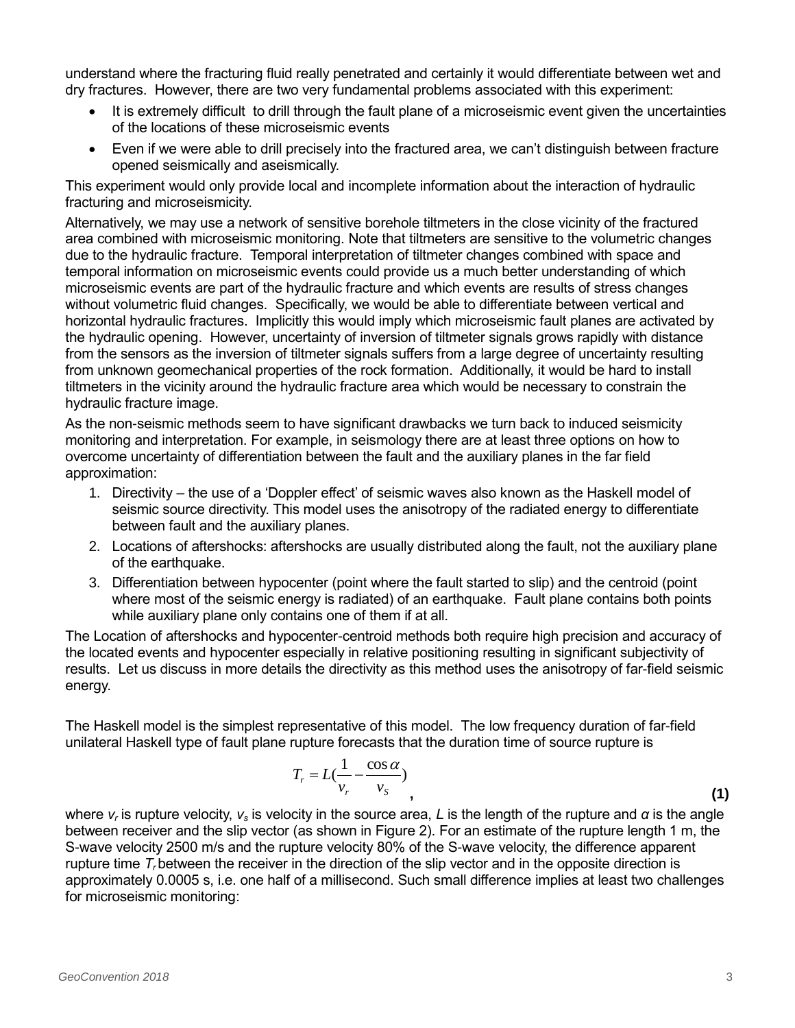understand where the fracturing fluid really penetrated and certainly it would differentiate between wet and dry fractures. However, there are two very fundamental problems associated with this experiment:

- It is extremely difficult to drill through the fault plane of a microseismic event given the uncertainties of the locations of these microseismic events
- Even if we were able to drill precisely into the fractured area, we can't distinguish between fracture opened seismically and aseismically.

This experiment would only provide local and incomplete information about the interaction of hydraulic fracturing and microseismicity.

Alternatively, we may use a network of sensitive borehole tiltmeters in the close vicinity of the fractured area combined with microseismic monitoring. Note that tiltmeters are sensitive to the volumetric changes due to the hydraulic fracture. Temporal interpretation of tiltmeter changes combined with space and temporal information on microseismic events could provide us a much better understanding of which microseismic events are part of the hydraulic fracture and which events are results of stress changes without volumetric fluid changes. Specifically, we would be able to differentiate between vertical and horizontal hydraulic fractures. Implicitly this would imply which microseismic fault planes are activated by the hydraulic opening. However, uncertainty of inversion of tiltmeter signals grows rapidly with distance from the sensors as the inversion of tiltmeter signals suffers from a large degree of uncertainty resulting from unknown geomechanical properties of the rock formation. Additionally, it would be hard to install tiltmeters in the vicinity around the hydraulic fracture area which would be necessary to constrain the hydraulic fracture image.

As the non-seismic methods seem to have significant drawbacks we turn back to induced seismicity monitoring and interpretation. For example, in seismology there are at least three options on how to overcome uncertainty of differentiation between the fault and the auxiliary planes in the far field approximation:

1. Directivity – the use of a 'Doppler effect' of seismic waves also known as the Haskell model of seismic source directivity. This model uses the anisotropy of the radiated energy to differentiate between fault and the auxiliary planes.
2. Locations of aftershocks: aftershocks are usually distributed along the fault, not the auxiliary plane of the earthquake.
3. Differentiation between hypocenter (point where the fault started to slip) and the centroid (point where most of the seismic energy is radiated) of an earthquake. Fault plane contains both points while auxiliary plane only contains one of them if at all.

The Location of aftershocks and hypocenter-centroid methods both require high precision and accuracy of the located events and hypocenter especially in relative positioning resulting in significant subjectivity of results. Let us discuss in more details the directivity as this method uses the anisotropy of far-field seismic energy.

The Haskell model is the simplest representative of this model. The low frequency duration of far-field unilateral Haskell type of fault plane rupture forecasts that the duration time of source rupture is

$$T_r = L\left(\frac{1}{v_r} - \frac{\cos\alpha}{v_S}\right), \quad \textbf{(1)}$$

where $v_r$ is rupture velocity, $v_s$ is velocity in the source area, $L$ is the length of the rupture and $\alpha$ is the angle between receiver and the slip vector (as shown in Figure 2). For an estimate of the rupture length 1 m, the S-wave velocity 2500 m/s and the rupture velocity 80% of the S-wave velocity, the difference apparent rupture time $T_r$ between the receiver in the direction of the slip vector and in the opposite direction is approximately 0.0005 s, i.e. one half of a millisecond. Such small difference implies at least two challenges for microseismic monitoring: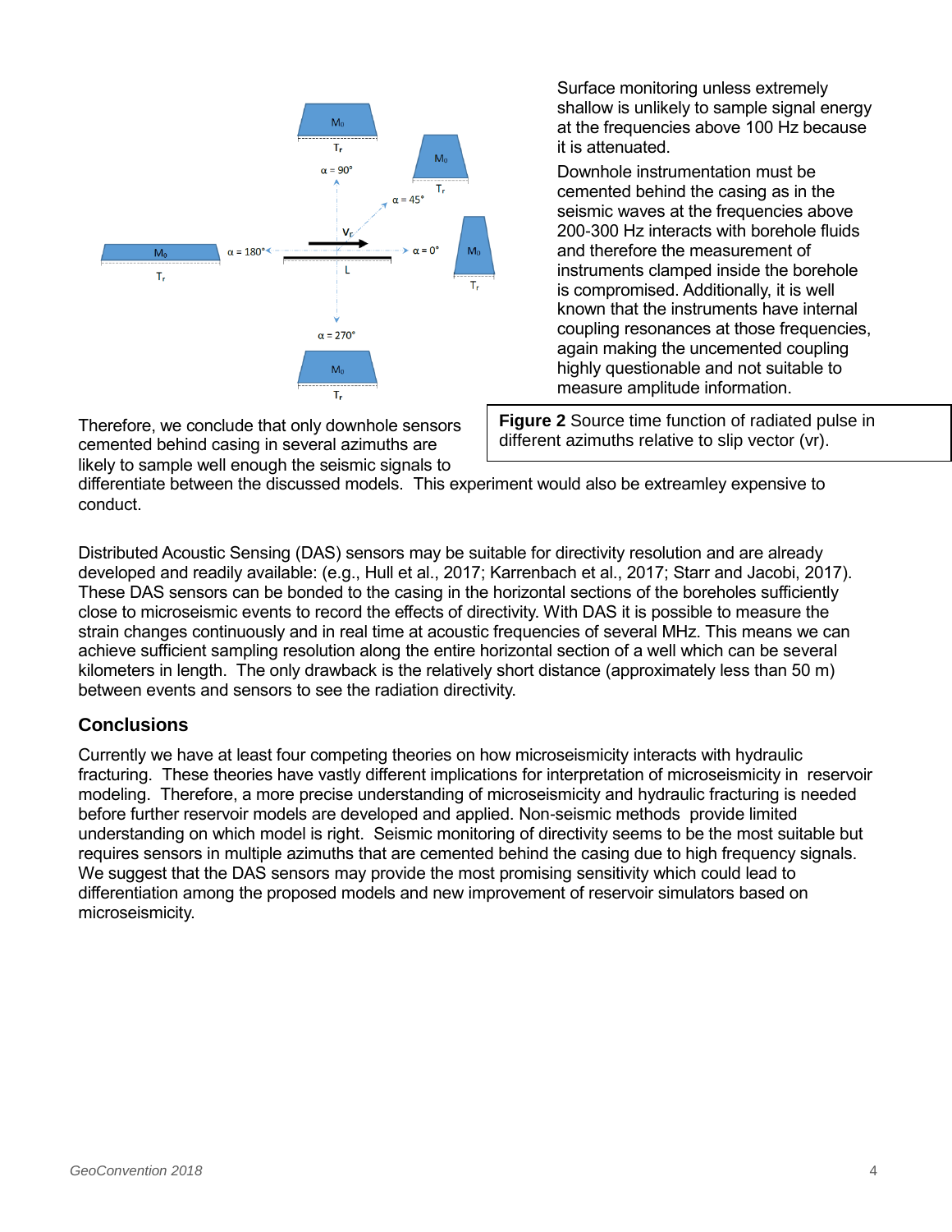Surface monitoring unless extremely shallow is unlikely to sample signal energy at the frequencies above 100 Hz because it is attenuated.

Downhole instrumentation must be cemented behind the casing as in the seismic waves at the frequencies above 200-300 Hz interacts with borehole fluids and therefore the measurement of instruments clamped inside the borehole is compromised. Additionally, it is well known that the instruments have internal coupling resonances at those frequencies, again making the uncemented coupling highly questionable and not suitable to measure amplitude information.

**Figure 2** Source time function of radiated pulse in different azimuths relative to slip vector (vr).

Therefore, we conclude that only downhole sensors cemented behind casing in several azimuths are likely to sample well enough the seismic signals to differentiate between the discussed models. This experiment would also be extreamley expensive to conduct.

Distributed Acoustic Sensing (DAS) sensors may be suitable for directivity resolution and are already developed and readily available: (e.g., Hull et al., 2017; Karrenbach et al., 2017; Starr and Jacobi, 2017). These DAS sensors can be bonded to the casing in the horizontal sections of the boreholes sufficiently close to microseismic events to record the effects of directivity. With DAS it is possible to measure the strain changes continuously and in real time at acoustic frequencies of several MHz. This means we can achieve sufficient sampling resolution along the entire horizontal section of a well which can be several kilometers in length. The only drawback is the relatively short distance (approximately less than 50 m) between events and sensors to see the radiation directivity.

## Conclusions

Currently we have at least four competing theories on how microseismicity interacts with hydraulic fracturing. These theories have vastly different implications for interpretation of microseismicity in reservoir modeling. Therefore, a more precise understanding of microseismicity and hydraulic fracturing is needed before further reservoir models are developed and applied. Non-seismic methods provide limited understanding on which model is right. Seismic monitoring of directivity seems to be the most suitable but requires sensors in multiple azimuths that are cemented behind the casing due to high frequency signals. We suggest that the DAS sensors may provide the most promising sensitivity which could lead to differentiation among the proposed models and new improvement of reservoir simulators based on microseismicity.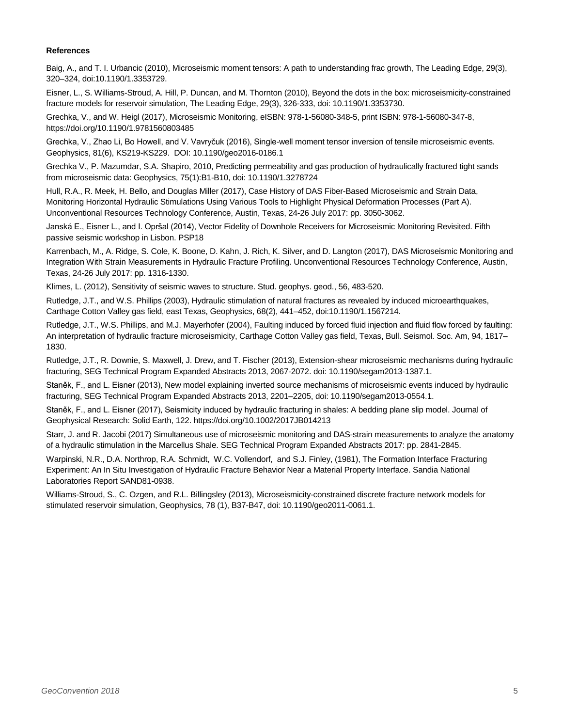**References**

Baig, A., and T. I. Urbancic (2010), Microseismic moment tensors: A path to understanding frac growth, The Leading Edge, 29(3), 320–324, doi:10.1190/1.3353729.

Eisner, L., S. Williams-Stroud, A. Hill, P. Duncan, and M. Thornton (2010), Beyond the dots in the box: microseismicity-constrained fracture models for reservoir simulation, The Leading Edge, 29(3), 326-333, doi: 10.1190/1.3353730.

Grechka, V., and W. Heigl (2017), Microseismic Monitoring, eISBN: 978-1-56080-348-5, print ISBN: 978-1-56080-347-8, https://doi.org/10.1190/1.9781560803485

Grechka, V., Zhao Li, Bo Howell, and V. Vavryčuk (2016), Single-well moment tensor inversion of tensile microseismic events. Geophysics, 81(6), KS219-KS229. DOI: 10.1190/geo2016-0186.1

Grechka V., P. Mazumdar, S.A. Shapiro, 2010, Predicting permeability and gas production of hydraulically fractured tight sands from microseismic data: Geophysics, 75(1):B1-B10, doi: 10.1190/1.3278724

Hull, R.A., R. Meek, H. Bello, and Douglas Miller (2017), Case History of DAS Fiber-Based Microseismic and Strain Data, Monitoring Horizontal Hydraulic Stimulations Using Various Tools to Highlight Physical Deformation Processes (Part A). Unconventional Resources Technology Conference, Austin, Texas, 24-26 July 2017: pp. 3050-3062.

Janská E., Eisner L., and I. Opršal (2014), Vector Fidelity of Downhole Receivers for Microseismic Monitoring Revisited. Fifth passive seismic workshop in Lisbon. PSP18

Karrenbach, M., A. Ridge, S. Cole, K. Boone, D. Kahn, J. Rich, K. Silver, and D. Langton (2017), DAS Microseismic Monitoring and Integration With Strain Measurements in Hydraulic Fracture Profiling. Unconventional Resources Technology Conference, Austin, Texas, 24-26 July 2017: pp. 1316-1330.

Klimes, L. (2012), Sensitivity of seismic waves to structure. Stud. geophys. geod., 56, 483-520.

Rutledge, J.T., and W.S. Phillips (2003), Hydraulic stimulation of natural fractures as revealed by induced microearthquakes, Carthage Cotton Valley gas field, east Texas, Geophysics, 68(2), 441–452, doi:10.1190/1.1567214.

Rutledge, J.T., W.S. Phillips, and M.J. Mayerhofer (2004), Faulting induced by forced fluid injection and fluid flow forced by faulting: An interpretation of hydraulic fracture microseismicity, Carthage Cotton Valley gas field, Texas, Bull. Seismol. Soc. Am, 94, 1817–1830.

Rutledge, J.T., R. Downie, S. Maxwell, J. Drew, and T. Fischer (2013), Extension-shear microseismic mechanisms during hydraulic fracturing, SEG Technical Program Expanded Abstracts 2013, 2067-2072. doi: 10.1190/segam2013-1387.1.

Staněk, F., and L. Eisner (2013), New model explaining inverted source mechanisms of microseismic events induced by hydraulic fracturing, SEG Technical Program Expanded Abstracts 2013, 2201–2205, doi: 10.1190/segam2013-0554.1.

Staněk, F., and L. Eisner (2017), Seismicity induced by hydraulic fracturing in shales: A bedding plane slip model. Journal of Geophysical Research: Solid Earth, 122. https://doi.org/10.1002/2017JB014213

Starr, J. and R. Jacobi (2017) Simultaneous use of microseismic monitoring and DAS-strain measurements to analyze the anatomy of a hydraulic stimulation in the Marcellus Shale. SEG Technical Program Expanded Abstracts 2017: pp. 2841-2845.

Warpinski, N.R., D.A. Northrop, R.A. Schmidt, W.C. Vollendorf, and S.J. Finley, (1981), The Formation Interface Fracturing Experiment: An In Situ Investigation of Hydraulic Fracture Behavior Near a Material Property Interface. Sandia National Laboratories Report SAND81-0938.

Williams-Stroud, S., C. Ozgen, and R.L. Billingsley (2013), Microseismicity-constrained discrete fracture network models for stimulated reservoir simulation, Geophysics, 78 (1), B37-B47, doi: 10.1190/geo2011-0061.1.